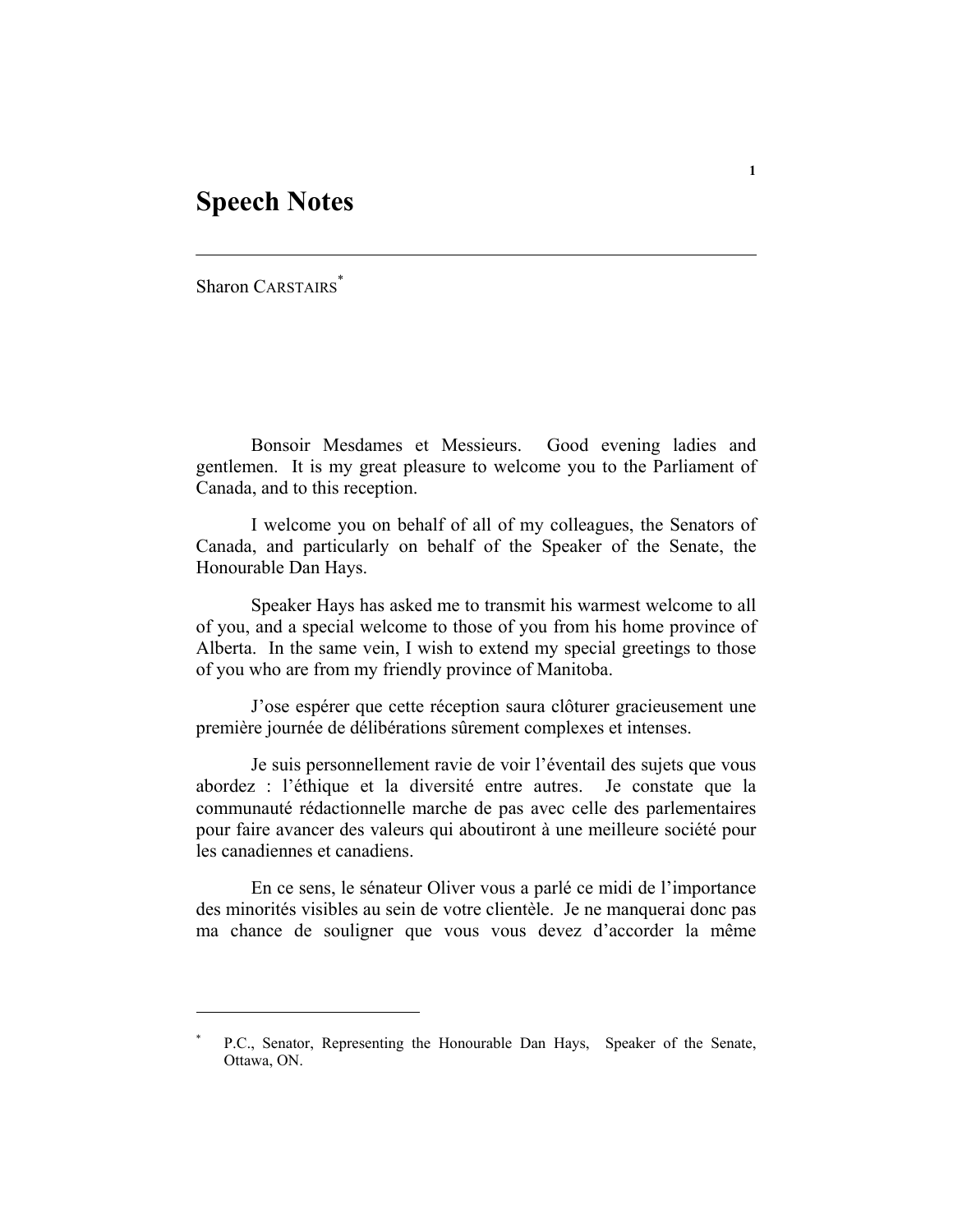# Speech Notes

Sharon CARSTAIRS[*]

Bonsoir Mesdames et Messieurs. Good evening ladies and gentlemen. It is my great pleasure to welcome you to the Parliament of Canada, and to this reception.

I welcome you on behalf of all of my colleagues, the Senators of Canada, and particularly on behalf of the Speaker of the Senate, the Honourable Dan Hays.

Speaker Hays has asked me to transmit his warmest welcome to all of you, and a special welcome to those of you from his home province of Alberta. In the same vein, I wish to extend my special greetings to those of you who are from my friendly province of Manitoba.

J'ose espérer que cette réception saura clôturer gracieusement une première journée de délibérations sûrement complexes et intenses.

Je suis personnellement ravie de voir l'éventail des sujets que vous abordez : l'éthique et la diversité entre autres. Je constate que la communauté rédactionnelle marche de pas avec celle des parlementaires pour faire avancer des valeurs qui aboutiront à une meilleure société pour les canadiennes et canadiens.

En ce sens, le sénateur Oliver vous a parlé ce midi de l'importance des minorités visibles au sein de votre clientèle. Je ne manquerai donc pas ma chance de souligner que vous vous devez d'accorder la même

---

[*] P.C., Senator, Representing the Honourable Dan Hays, Speaker of the Senate, Ottawa, ON.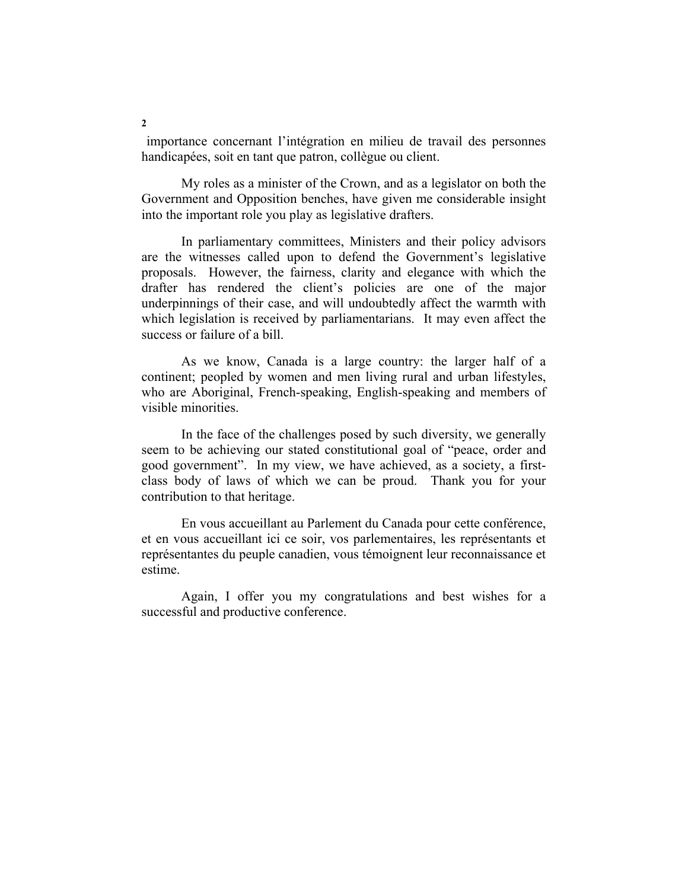importance concernant l'intégration en milieu de travail des personnes handicapées, soit en tant que patron, collègue ou client.

My roles as a minister of the Crown, and as a legislator on both the Government and Opposition benches, have given me considerable insight into the important role you play as legislative drafters.

In parliamentary committees, Ministers and their policy advisors are the witnesses called upon to defend the Government's legislative proposals. However, the fairness, clarity and elegance with which the drafter has rendered the client's policies are one of the major underpinnings of their case, and will undoubtedly affect the warmth with which legislation is received by parliamentarians. It may even affect the success or failure of a bill.

As we know, Canada is a large country: the larger half of a continent; peopled by women and men living rural and urban lifestyles, who are Aboriginal, French-speaking, English-speaking and members of visible minorities.

In the face of the challenges posed by such diversity, we generally seem to be achieving our stated constitutional goal of "peace, order and good government". In my view, we have achieved, as a society, a first-class body of laws of which we can be proud. Thank you for your contribution to that heritage.

En vous accueillant au Parlement du Canada pour cette conférence, et en vous accueillant ici ce soir, vos parlementaires, les représentants et représentantes du peuple canadien, vous témoignent leur reconnaissance et estime.

Again, I offer you my congratulations and best wishes for a successful and productive conference.